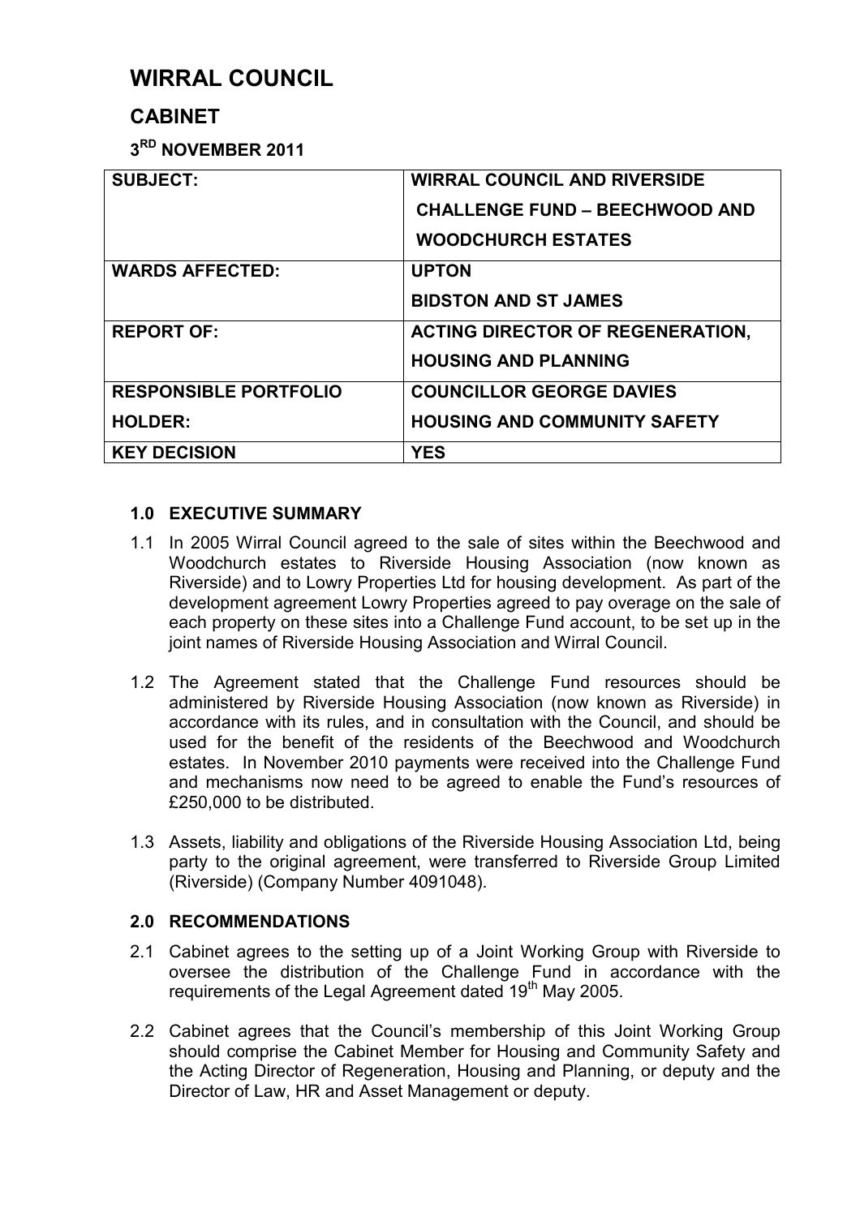# WIRRAL COUNCIL

## CABINET

### 3RD NOVEMBER 2011

| | |
|---|---|
| **SUBJECT:** | **WIRRAL COUNCIL AND RIVERSIDE CHALLENGE FUND – BEECHWOOD AND WOODCHURCH ESTATES** |
| **WARDS AFFECTED:** | **UPTON**<br>**BIDSTON AND ST JAMES** |
| **REPORT OF:** | **ACTING DIRECTOR OF REGENERATION, HOUSING AND PLANNING** |
| **RESPONSIBLE PORTFOLIO HOLDER:** | **COUNCILLOR GEORGE DAVIES**<br>**HOUSING AND COMMUNITY SAFETY** |
| **KEY DECISION** | **YES** |

### 1.0 EXECUTIVE SUMMARY

1.1 In 2005 Wirral Council agreed to the sale of sites within the Beechwood and Woodchurch estates to Riverside Housing Association (now known as Riverside) and to Lowry Properties Ltd for housing development. As part of the development agreement Lowry Properties agreed to pay overage on the sale of each property on these sites into a Challenge Fund account, to be set up in the joint names of Riverside Housing Association and Wirral Council.

1.2 The Agreement stated that the Challenge Fund resources should be administered by Riverside Housing Association (now known as Riverside) in accordance with its rules, and in consultation with the Council, and should be used for the benefit of the residents of the Beechwood and Woodchurch estates. In November 2010 payments were received into the Challenge Fund and mechanisms now need to be agreed to enable the Fund's resources of £250,000 to be distributed.

1.3 Assets, liability and obligations of the Riverside Housing Association Ltd, being party to the original agreement, were transferred to Riverside Group Limited (Riverside) (Company Number 4091048).

### 2.0 RECOMMENDATIONS

2.1 Cabinet agrees to the setting up of a Joint Working Group with Riverside to oversee the distribution of the Challenge Fund in accordance with the requirements of the Legal Agreement dated 19th May 2005.

2.2 Cabinet agrees that the Council's membership of this Joint Working Group should comprise the Cabinet Member for Housing and Community Safety and the Acting Director of Regeneration, Housing and Planning, or deputy and the Director of Law, HR and Asset Management or deputy.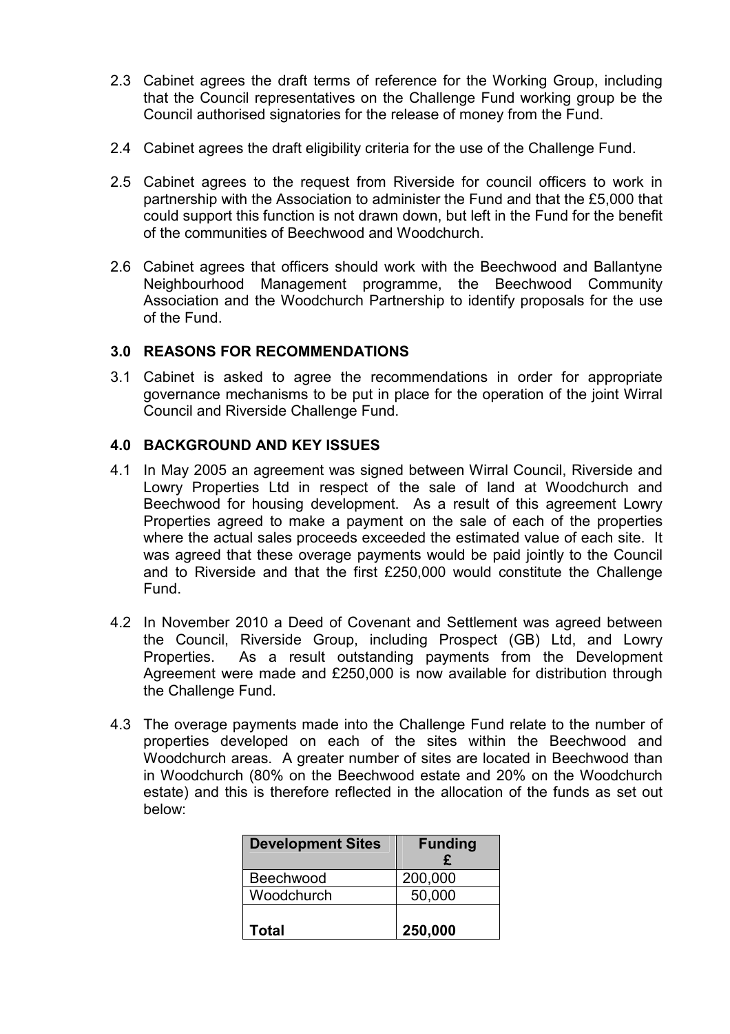2.3 Cabinet agrees the draft terms of reference for the Working Group, including that the Council representatives on the Challenge Fund working group be the Council authorised signatories for the release of money from the Fund.

2.4 Cabinet agrees the draft eligibility criteria for the use of the Challenge Fund.

2.5 Cabinet agrees to the request from Riverside for council officers to work in partnership with the Association to administer the Fund and that the £5,000 that could support this function is not drawn down, but left in the Fund for the benefit of the communities of Beechwood and Woodchurch.

2.6 Cabinet agrees that officers should work with the Beechwood and Ballantyne Neighbourhood Management programme, the Beechwood Community Association and the Woodchurch Partnership to identify proposals for the use of the Fund.

## 3.0 REASONS FOR RECOMMENDATIONS

3.1 Cabinet is asked to agree the recommendations in order for appropriate governance mechanisms to be put in place for the operation of the joint Wirral Council and Riverside Challenge Fund.

## 4.0 BACKGROUND AND KEY ISSUES

4.1 In May 2005 an agreement was signed between Wirral Council, Riverside and Lowry Properties Ltd in respect of the sale of land at Woodchurch and Beechwood for housing development. As a result of this agreement Lowry Properties agreed to make a payment on the sale of each of the properties where the actual sales proceeds exceeded the estimated value of each site. It was agreed that these overage payments would be paid jointly to the Council and to Riverside and that the first £250,000 would constitute the Challenge Fund.

4.2 In November 2010 a Deed of Covenant and Settlement was agreed between the Council, Riverside Group, including Prospect (GB) Ltd, and Lowry Properties. As a result outstanding payments from the Development Agreement were made and £250,000 is now available for distribution through the Challenge Fund.

4.3 The overage payments made into the Challenge Fund relate to the number of properties developed on each of the sites within the Beechwood and Woodchurch areas. A greater number of sites are located in Beechwood than in Woodchurch (80% on the Beechwood estate and 20% on the Woodchurch estate) and this is therefore reflected in the allocation of the funds as set out below:

| Development Sites | Funding £ |
|---|---|
| Beechwood | 200,000 |
| Woodchurch | 50,000 |
| **Total** | **250,000** |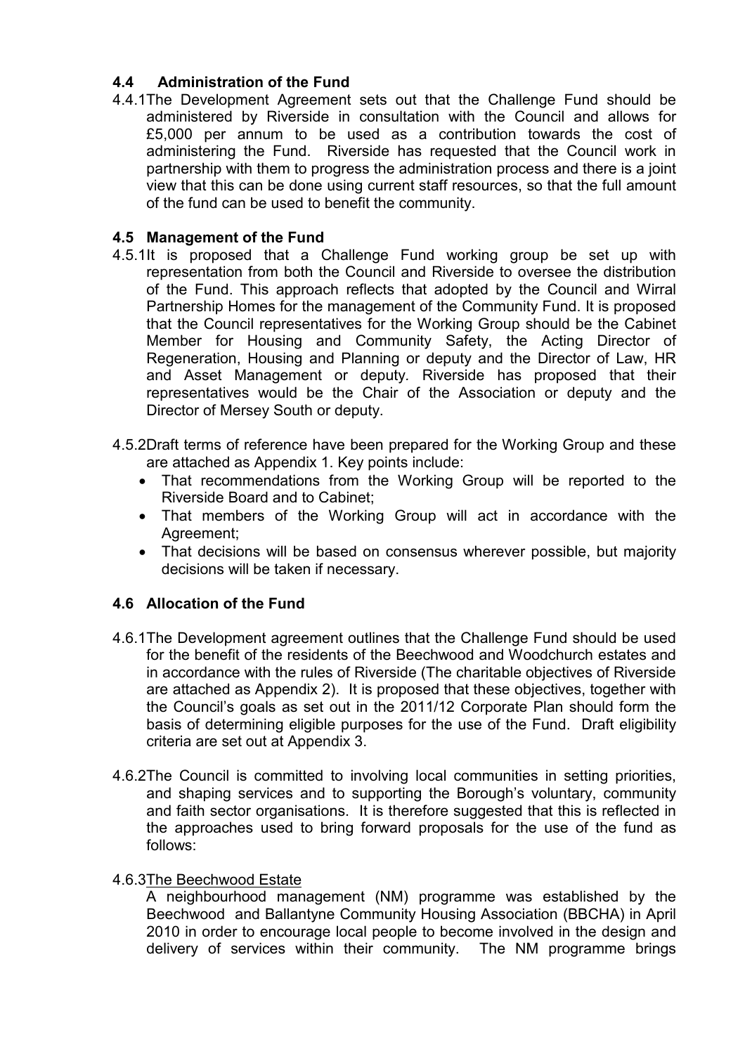### 4.4 Administration of the Fund

4.4.1 The Development Agreement sets out that the Challenge Fund should be administered by Riverside in consultation with the Council and allows for £5,000 per annum to be used as a contribution towards the cost of administering the Fund. Riverside has requested that the Council work in partnership with them to progress the administration process and there is a joint view that this can be done using current staff resources, so that the full amount of the fund can be used to benefit the community.

### 4.5 Management of the Fund

4.5.1 It is proposed that a Challenge Fund working group be set up with representation from both the Council and Riverside to oversee the distribution of the Fund. This approach reflects that adopted by the Council and Wirral Partnership Homes for the management of the Community Fund. It is proposed that the Council representatives for the Working Group should be the Cabinet Member for Housing and Community Safety, the Acting Director of Regeneration, Housing and Planning or deputy and the Director of Law, HR and Asset Management or deputy. Riverside has proposed that their representatives would be the Chair of the Association or deputy and the Director of Mersey South or deputy.

4.5.2 Draft terms of reference have been prepared for the Working Group and these are attached as Appendix 1. Key points include:

- That recommendations from the Working Group will be reported to the Riverside Board and to Cabinet;
- That members of the Working Group will act in accordance with the Agreement;
- That decisions will be based on consensus wherever possible, but majority decisions will be taken if necessary.

### 4.6 Allocation of the Fund

4.6.1 The Development agreement outlines that the Challenge Fund should be used for the benefit of the residents of the Beechwood and Woodchurch estates and in accordance with the rules of Riverside (The charitable objectives of Riverside are attached as Appendix 2). It is proposed that these objectives, together with the Council's goals as set out in the 2011/12 Corporate Plan should form the basis of determining eligible purposes for the use of the Fund. Draft eligibility criteria are set out at Appendix 3.

4.6.2 The Council is committed to involving local communities in setting priorities, and shaping services and to supporting the Borough's voluntary, community and faith sector organisations. It is therefore suggested that this is reflected in the approaches used to bring forward proposals for the use of the fund as follows:

4.6.3 The Beechwood Estate

A neighbourhood management (NM) programme was established by the Beechwood and Ballantyne Community Housing Association (BBCHA) in April 2010 in order to encourage local people to become involved in the design and delivery of services within their community. The NM programme brings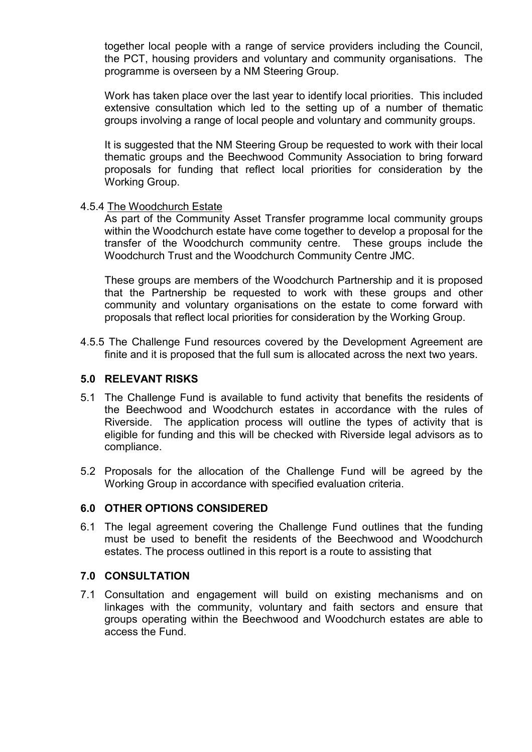together local people with a range of service providers including the Council, the PCT, housing providers and voluntary and community organisations. The programme is overseen by a NM Steering Group.

Work has taken place over the last year to identify local priorities. This included extensive consultation which led to the setting up of a number of thematic groups involving a range of local people and voluntary and community groups.

It is suggested that the NM Steering Group be requested to work with their local thematic groups and the Beechwood Community Association to bring forward proposals for funding that reflect local priorities for consideration by the Working Group.

4.5.4 The Woodchurch Estate

As part of the Community Asset Transfer programme local community groups within the Woodchurch estate have come together to develop a proposal for the transfer of the Woodchurch community centre. These groups include the Woodchurch Trust and the Woodchurch Community Centre JMC.

These groups are members of the Woodchurch Partnership and it is proposed that the Partnership be requested to work with these groups and other community and voluntary organisations on the estate to come forward with proposals that reflect local priorities for consideration by the Working Group.

4.5.5 The Challenge Fund resources covered by the Development Agreement are finite and it is proposed that the full sum is allocated across the next two years.

## 5.0 RELEVANT RISKS

5.1 The Challenge Fund is available to fund activity that benefits the residents of the Beechwood and Woodchurch estates in accordance with the rules of Riverside. The application process will outline the types of activity that is eligible for funding and this will be checked with Riverside legal advisors as to compliance.

5.2 Proposals for the allocation of the Challenge Fund will be agreed by the Working Group in accordance with specified evaluation criteria.

## 6.0 OTHER OPTIONS CONSIDERED

6.1 The legal agreement covering the Challenge Fund outlines that the funding must be used to benefit the residents of the Beechwood and Woodchurch estates. The process outlined in this report is a route to assisting that

## 7.0 CONSULTATION

7.1 Consultation and engagement will build on existing mechanisms and on linkages with the community, voluntary and faith sectors and ensure that groups operating within the Beechwood and Woodchurch estates are able to access the Fund.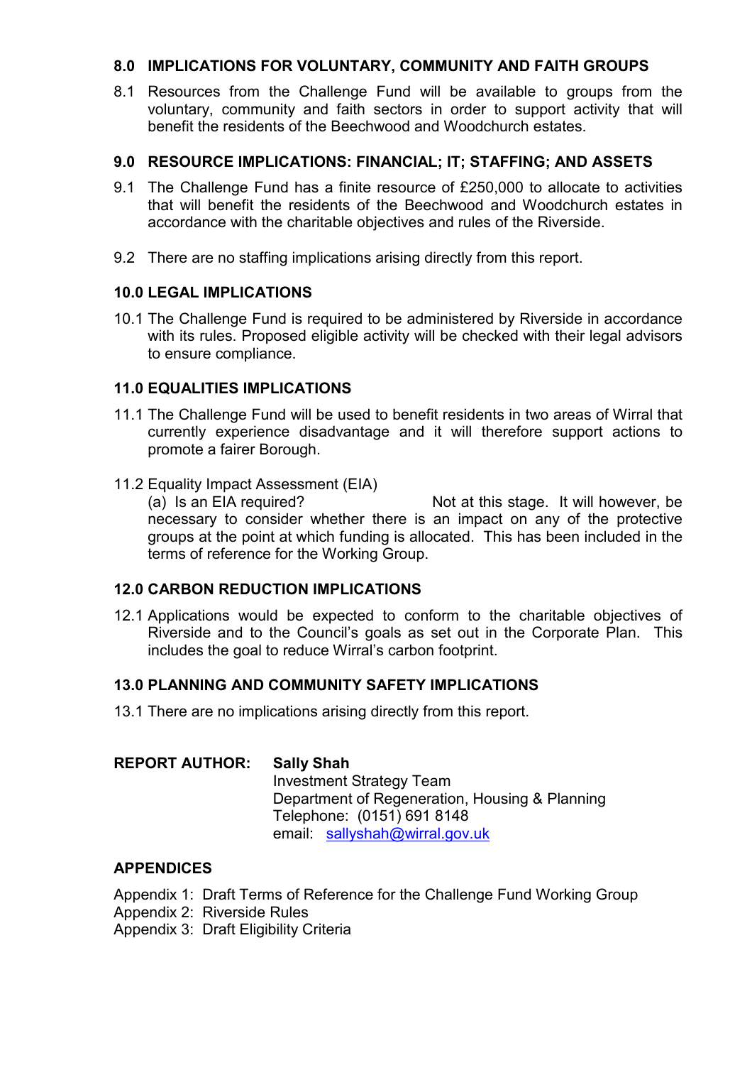## 8.0 IMPLICATIONS FOR VOLUNTARY, COMMUNITY AND FAITH GROUPS

8.1 Resources from the Challenge Fund will be available to groups from the voluntary, community and faith sectors in order to support activity that will benefit the residents of the Beechwood and Woodchurch estates.

## 9.0 RESOURCE IMPLICATIONS: FINANCIAL; IT; STAFFING; AND ASSETS

9.1 The Challenge Fund has a finite resource of £250,000 to allocate to activities that will benefit the residents of the Beechwood and Woodchurch estates in accordance with the charitable objectives and rules of the Riverside.

9.2 There are no staffing implications arising directly from this report.

## 10.0 LEGAL IMPLICATIONS

10.1 The Challenge Fund is required to be administered by Riverside in accordance with its rules. Proposed eligible activity will be checked with their legal advisors to ensure compliance.

## 11.0 EQUALITIES IMPLICATIONS

11.1 The Challenge Fund will be used to benefit residents in two areas of Wirral that currently experience disadvantage and it will therefore support actions to promote a fairer Borough.

11.2 Equality Impact Assessment (EIA)

(a) Is an EIA required? Not at this stage. It will however, be necessary to consider whether there is an impact on any of the protective groups at the point at which funding is allocated. This has been included in the terms of reference for the Working Group.

## 12.0 CARBON REDUCTION IMPLICATIONS

12.1 Applications would be expected to conform to the charitable objectives of Riverside and to the Council's goals as set out in the Corporate Plan. This includes the goal to reduce Wirral's carbon footprint.

## 13.0 PLANNING AND COMMUNITY SAFETY IMPLICATIONS

13.1 There are no implications arising directly from this report.

**REPORT AUTHOR:** **Sally Shah**
Investment Strategy Team
Department of Regeneration, Housing & Planning
Telephone: (0151) 691 8148
email: sallyshah@wirral.gov.uk

## APPENDICES

Appendix 1: Draft Terms of Reference for the Challenge Fund Working Group
Appendix 2: Riverside Rules
Appendix 3: Draft Eligibility Criteria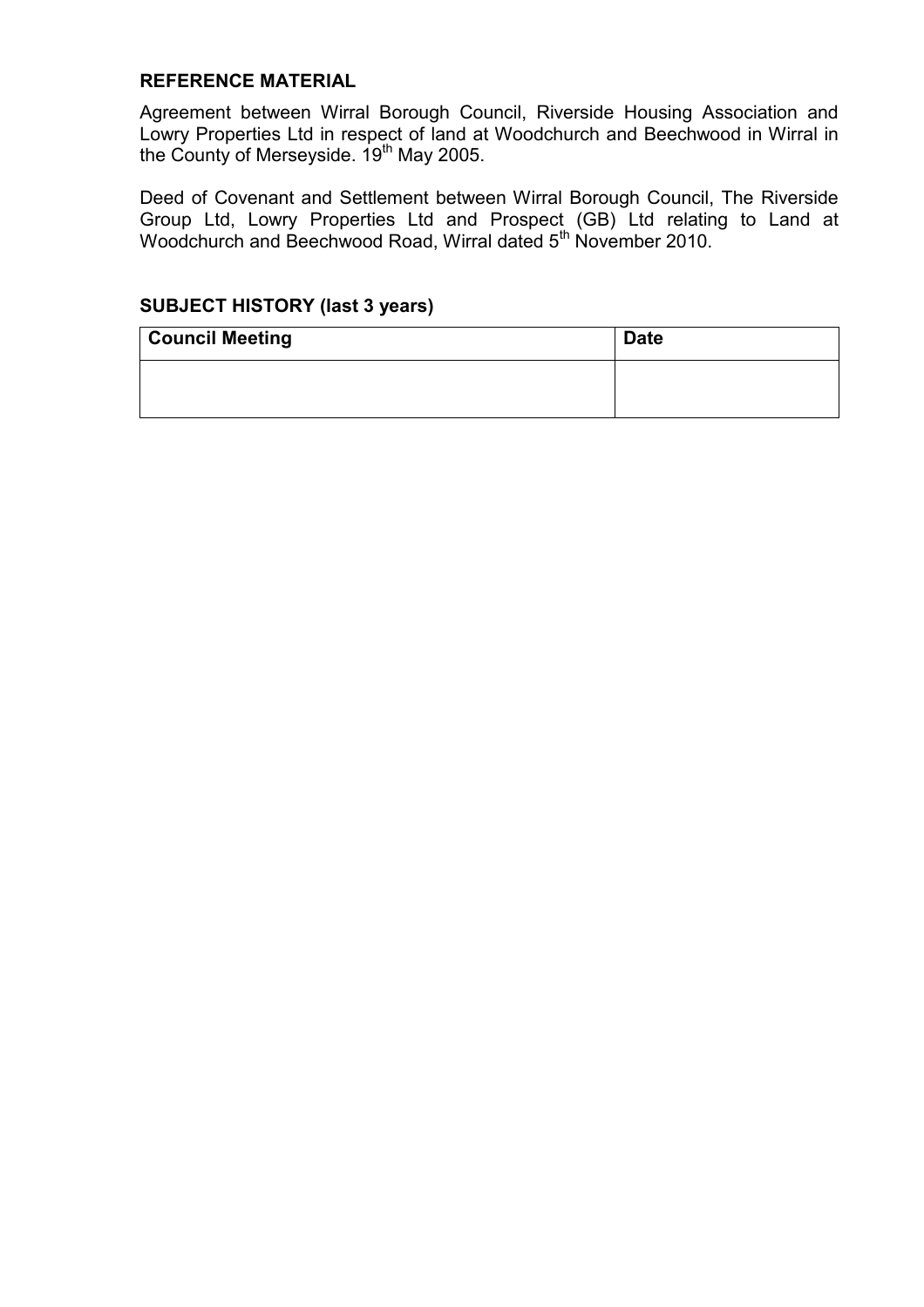**REFERENCE MATERIAL**

Agreement between Wirral Borough Council, Riverside Housing Association and Lowry Properties Ltd in respect of land at Woodchurch and Beechwood in Wirral in the County of Merseyside. 19th May 2005.

Deed of Covenant and Settlement between Wirral Borough Council, The Riverside Group Ltd, Lowry Properties Ltd and Prospect (GB) Ltd relating to Land at Woodchurch and Beechwood Road, Wirral dated 5th November 2010.

**SUBJECT HISTORY (last 3 years)**

| Council Meeting | Date |
| --- | --- |
| | |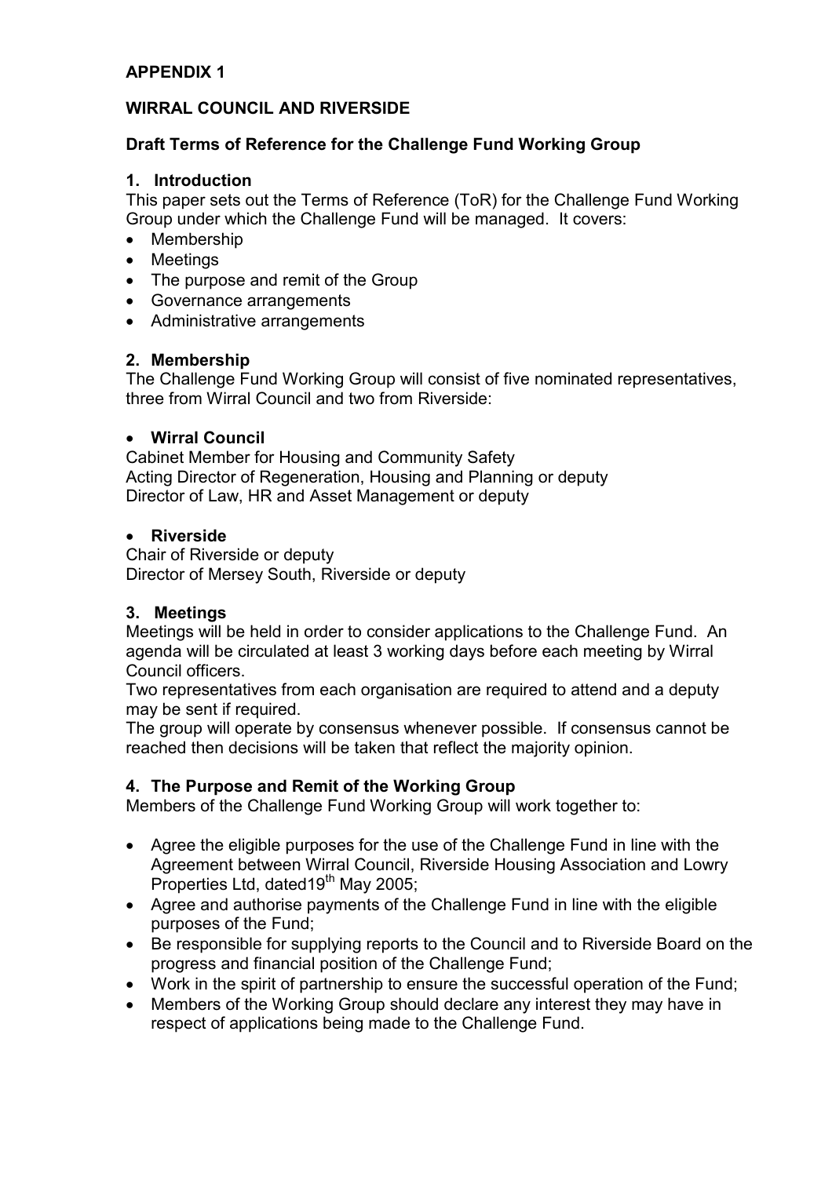**APPENDIX 1**

**WIRRAL COUNCIL AND RIVERSIDE**

**Draft Terms of Reference for the Challenge Fund Working Group**

**1. Introduction**

This paper sets out the Terms of Reference (ToR) for the Challenge Fund Working Group under which the Challenge Fund will be managed. It covers:

- Membership
- Meetings
- The purpose and remit of the Group
- Governance arrangements
- Administrative arrangements

**2. Membership**

The Challenge Fund Working Group will consist of five nominated representatives, three from Wirral Council and two from Riverside:

- **Wirral Council**

Cabinet Member for Housing and Community Safety
Acting Director of Regeneration, Housing and Planning or deputy
Director of Law, HR and Asset Management or deputy

- **Riverside**

Chair of Riverside or deputy
Director of Mersey South, Riverside or deputy

**3. Meetings**

Meetings will be held in order to consider applications to the Challenge Fund. An agenda will be circulated at least 3 working days before each meeting by Wirral Council officers.

Two representatives from each organisation are required to attend and a deputy may be sent if required.

The group will operate by consensus whenever possible. If consensus cannot be reached then decisions will be taken that reflect the majority opinion.

**4. The Purpose and Remit of the Working Group**

Members of the Challenge Fund Working Group will work together to:

- Agree the eligible purposes for the use of the Challenge Fund in line with the Agreement between Wirral Council, Riverside Housing Association and Lowry Properties Ltd, dated19th May 2005;
- Agree and authorise payments of the Challenge Fund in line with the eligible purposes of the Fund;
- Be responsible for supplying reports to the Council and to Riverside Board on the progress and financial position of the Challenge Fund;
- Work in the spirit of partnership to ensure the successful operation of the Fund;
- Members of the Working Group should declare any interest they may have in respect of applications being made to the Challenge Fund.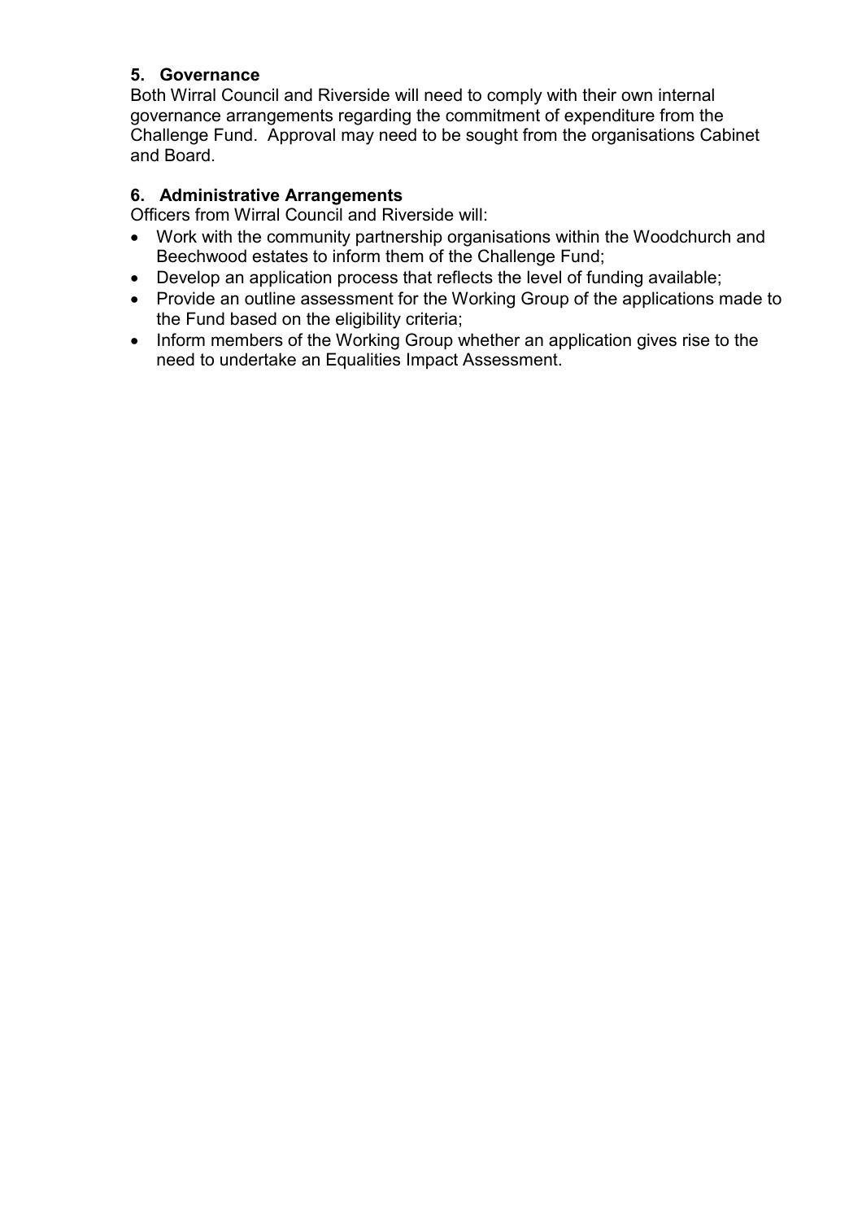## 5. Governance

Both Wirral Council and Riverside will need to comply with their own internal governance arrangements regarding the commitment of expenditure from the Challenge Fund. Approval may need to be sought from the organisations Cabinet and Board.

## 6. Administrative Arrangements

Officers from Wirral Council and Riverside will:

- Work with the community partnership organisations within the Woodchurch and Beechwood estates to inform them of the Challenge Fund;
- Develop an application process that reflects the level of funding available;
- Provide an outline assessment for the Working Group of the applications made to the Fund based on the eligibility criteria;
- Inform members of the Working Group whether an application gives rise to the need to undertake an Equalities Impact Assessment.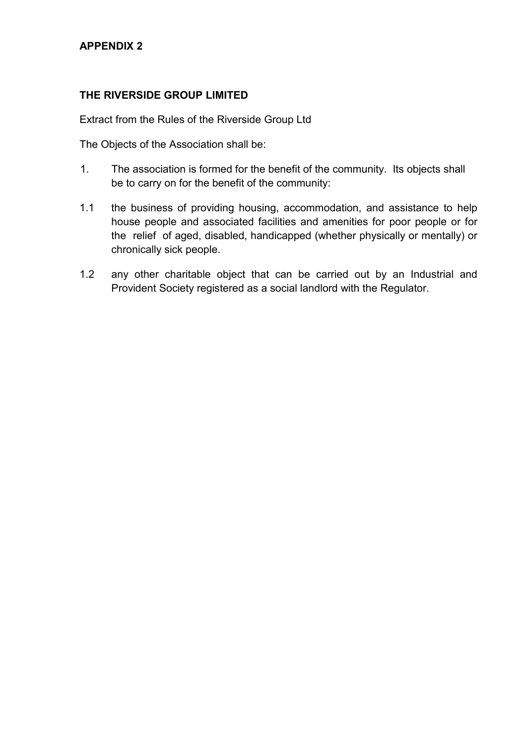**APPENDIX 2**

**THE RIVERSIDE GROUP LIMITED**

Extract from the Rules of the Riverside Group Ltd

The Objects of the Association shall be:

1. The association is formed for the benefit of the community. Its objects shall be to carry on for the benefit of the community:

1.1 the business of providing housing, accommodation, and assistance to help house people and associated facilities and amenities for poor people or for the relief of aged, disabled, handicapped (whether physically or mentally) or chronically sick people.

1.2 any other charitable object that can be carried out by an Industrial and Provident Society registered as a social landlord with the Regulator.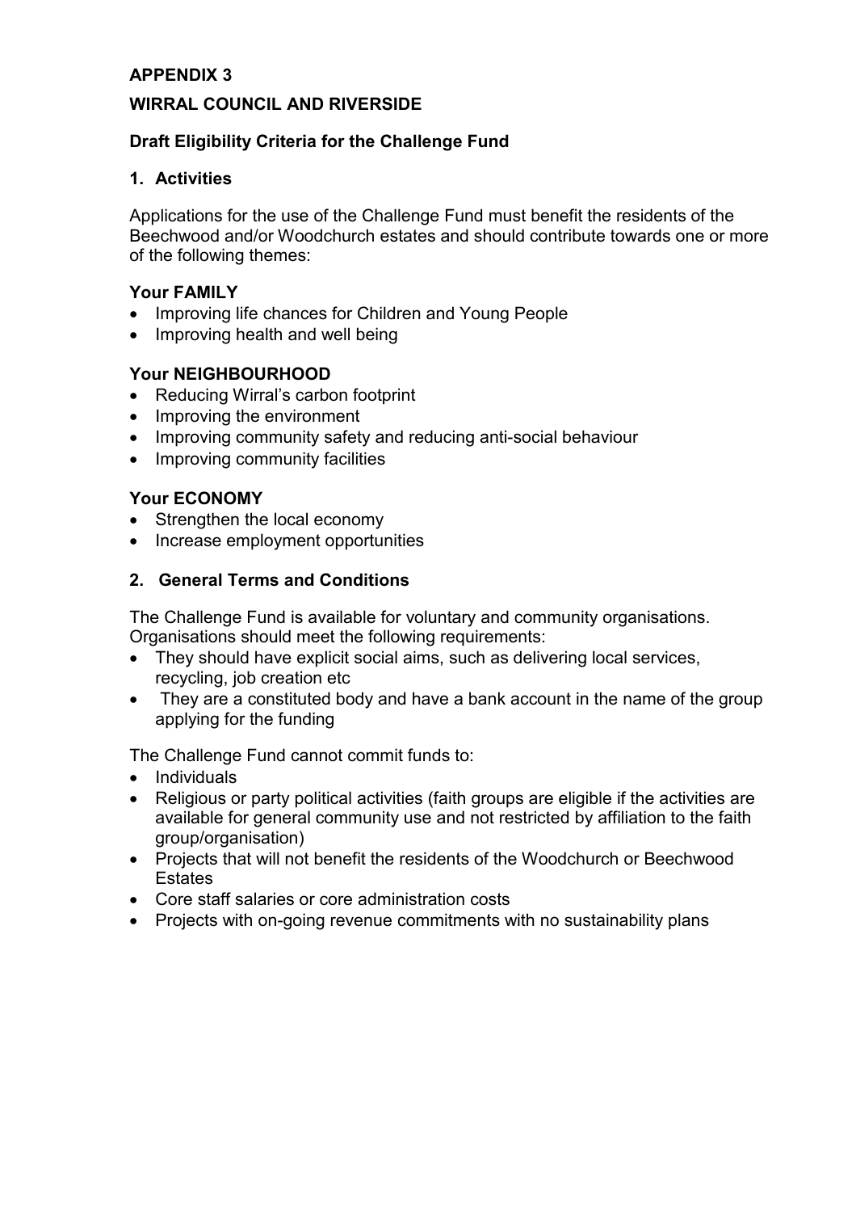**APPENDIX 3**

**WIRRAL COUNCIL AND RIVERSIDE**

**Draft Eligibility Criteria for the Challenge Fund**

## 1. Activities

Applications for the use of the Challenge Fund must benefit the residents of the Beechwood and/or Woodchurch estates and should contribute towards one or more of the following themes:

**Your FAMILY**

- Improving life chances for Children and Young People
- Improving health and well being

**Your NEIGHBOURHOOD**

- Reducing Wirral's carbon footprint
- Improving the environment
- Improving community safety and reducing anti-social behaviour
- Improving community facilities

**Your ECONOMY**

- Strengthen the local economy
- Increase employment opportunities

## 2. General Terms and Conditions

The Challenge Fund is available for voluntary and community organisations. Organisations should meet the following requirements:

- They should have explicit social aims, such as delivering local services, recycling, job creation etc
- They are a constituted body and have a bank account in the name of the group applying for the funding

The Challenge Fund cannot commit funds to:

- Individuals
- Religious or party political activities (faith groups are eligible if the activities are available for general community use and not restricted by affiliation to the faith group/organisation)
- Projects that will not benefit the residents of the Woodchurch or Beechwood Estates
- Core staff salaries or core administration costs
- Projects with on-going revenue commitments with no sustainability plans